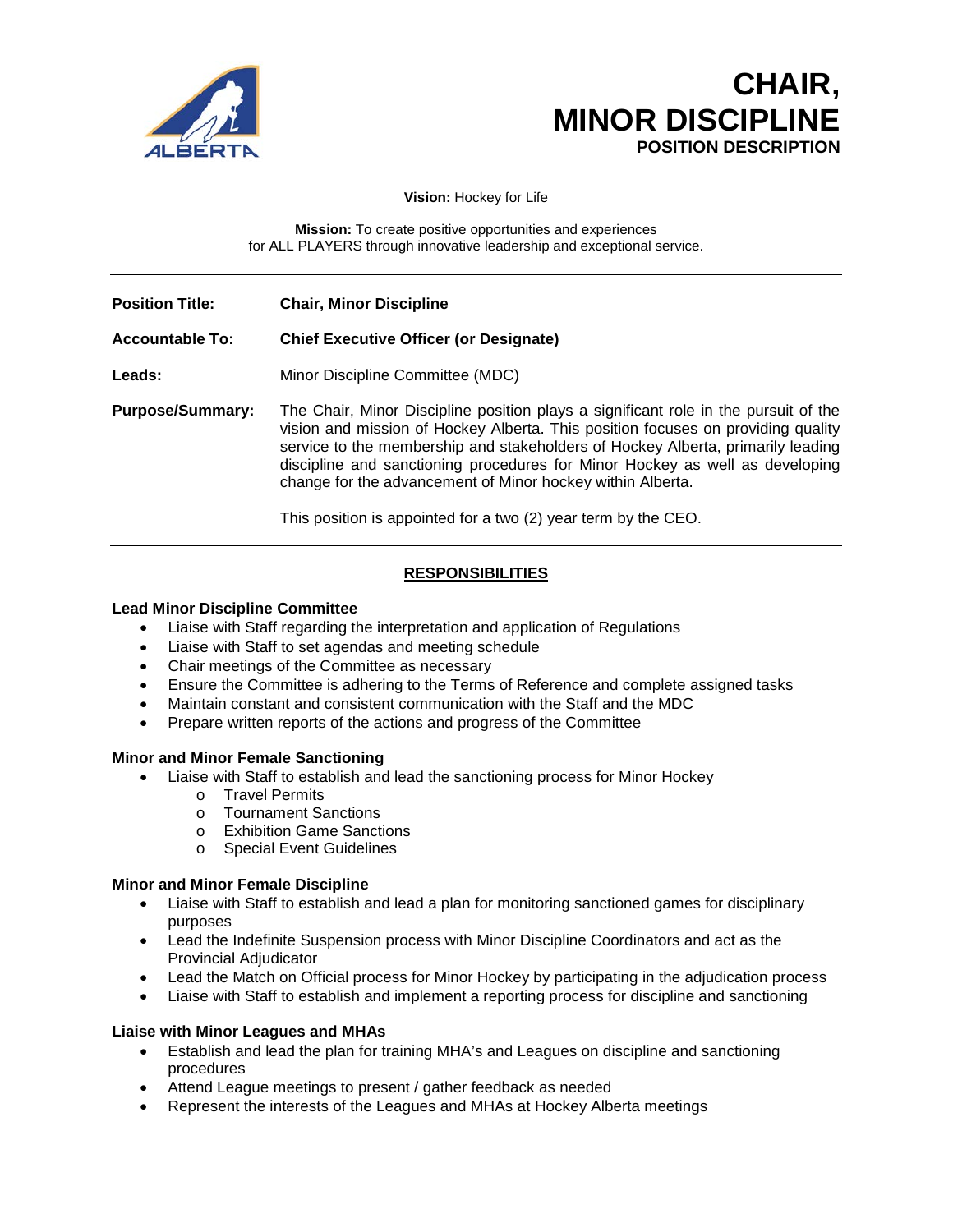# CHAIR, MINOR DISCIPLINE
## POSITION DESCRIPTION

**Vision:** Hockey for Life

**Mission:** To create positive opportunities and experiences for ALL PLAYERS through innovative leadership and exceptional service.

---

**Position Title:** **Chair, Minor Discipline**

**Accountable To:** **Chief Executive Officer (or Designate)**

**Leads:** Minor Discipline Committee (MDC)

**Purpose/Summary:** The Chair, Minor Discipline position plays a significant role in the pursuit of the vision and mission of Hockey Alberta. This position focuses on providing quality service to the membership and stakeholders of Hockey Alberta, primarily leading discipline and sanctioning procedures for Minor Hockey as well as developing change for the advancement of Minor hockey within Alberta.

This position is appointed for a two (2) year term by the CEO.

---

## RESPONSIBILITIES

**Lead Minor Discipline Committee**

- Liaise with Staff regarding the interpretation and application of Regulations
- Liaise with Staff to set agendas and meeting schedule
- Chair meetings of the Committee as necessary
- Ensure the Committee is adhering to the Terms of Reference and complete assigned tasks
- Maintain constant and consistent communication with the Staff and the MDC
- Prepare written reports of the actions and progress of the Committee

**Minor and Minor Female Sanctioning**

- Liaise with Staff to establish and lead the sanctioning process for Minor Hockey
  - Travel Permits
  - Tournament Sanctions
  - Exhibition Game Sanctions
  - Special Event Guidelines

**Minor and Minor Female Discipline**

- Liaise with Staff to establish and lead a plan for monitoring sanctioned games for disciplinary purposes
- Lead the Indefinite Suspension process with Minor Discipline Coordinators and act as the Provincial Adjudicator
- Lead the Match on Official process for Minor Hockey by participating in the adjudication process
- Liaise with Staff to establish and implement a reporting process for discipline and sanctioning

**Liaise with Minor Leagues and MHAs**

- Establish and lead the plan for training MHA's and Leagues on discipline and sanctioning procedures
- Attend League meetings to present / gather feedback as needed
- Represent the interests of the Leagues and MHAs at Hockey Alberta meetings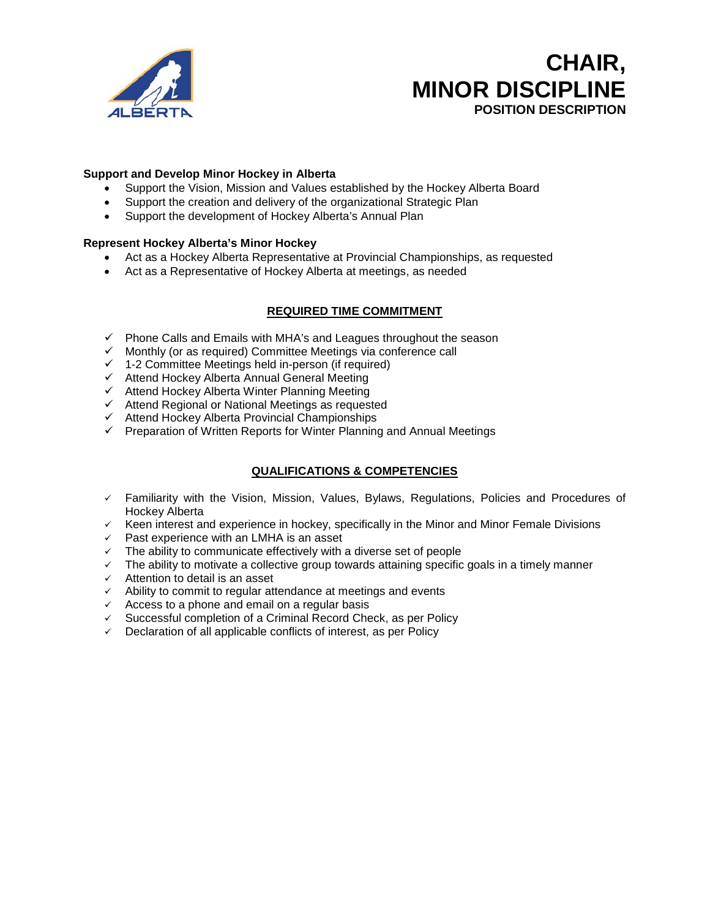# CHAIR, MINOR DISCIPLINE

**POSITION DESCRIPTION**

**Support and Develop Minor Hockey in Alberta**

- Support the Vision, Mission and Values established by the Hockey Alberta Board
- Support the creation and delivery of the organizational Strategic Plan
- Support the development of Hockey Alberta's Annual Plan

**Represent Hockey Alberta's Minor Hockey**

- Act as a Hockey Alberta Representative at Provincial Championships, as requested
- Act as a Representative of Hockey Alberta at meetings, as needed

## REQUIRED TIME COMMITMENT

- ✓ Phone Calls and Emails with MHA's and Leagues throughout the season
- ✓ Monthly (or as required) Committee Meetings via conference call
- ✓ 1-2 Committee Meetings held in-person (if required)
- ✓ Attend Hockey Alberta Annual General Meeting
- ✓ Attend Hockey Alberta Winter Planning Meeting
- ✓ Attend Regional or National Meetings as requested
- ✓ Attend Hockey Alberta Provincial Championships
- ✓ Preparation of Written Reports for Winter Planning and Annual Meetings

## QUALIFICATIONS & COMPETENCIES

- ✓ Familiarity with the Vision, Mission, Values, Bylaws, Regulations, Policies and Procedures of Hockey Alberta
- ✓ Keen interest and experience in hockey, specifically in the Minor and Minor Female Divisions
- ✓ Past experience with an LMHA is an asset
- ✓ The ability to communicate effectively with a diverse set of people
- ✓ The ability to motivate a collective group towards attaining specific goals in a timely manner
- ✓ Attention to detail is an asset
- ✓ Ability to commit to regular attendance at meetings and events
- ✓ Access to a phone and email on a regular basis
- ✓ Successful completion of a Criminal Record Check, as per Policy
- ✓ Declaration of all applicable conflicts of interest, as per Policy